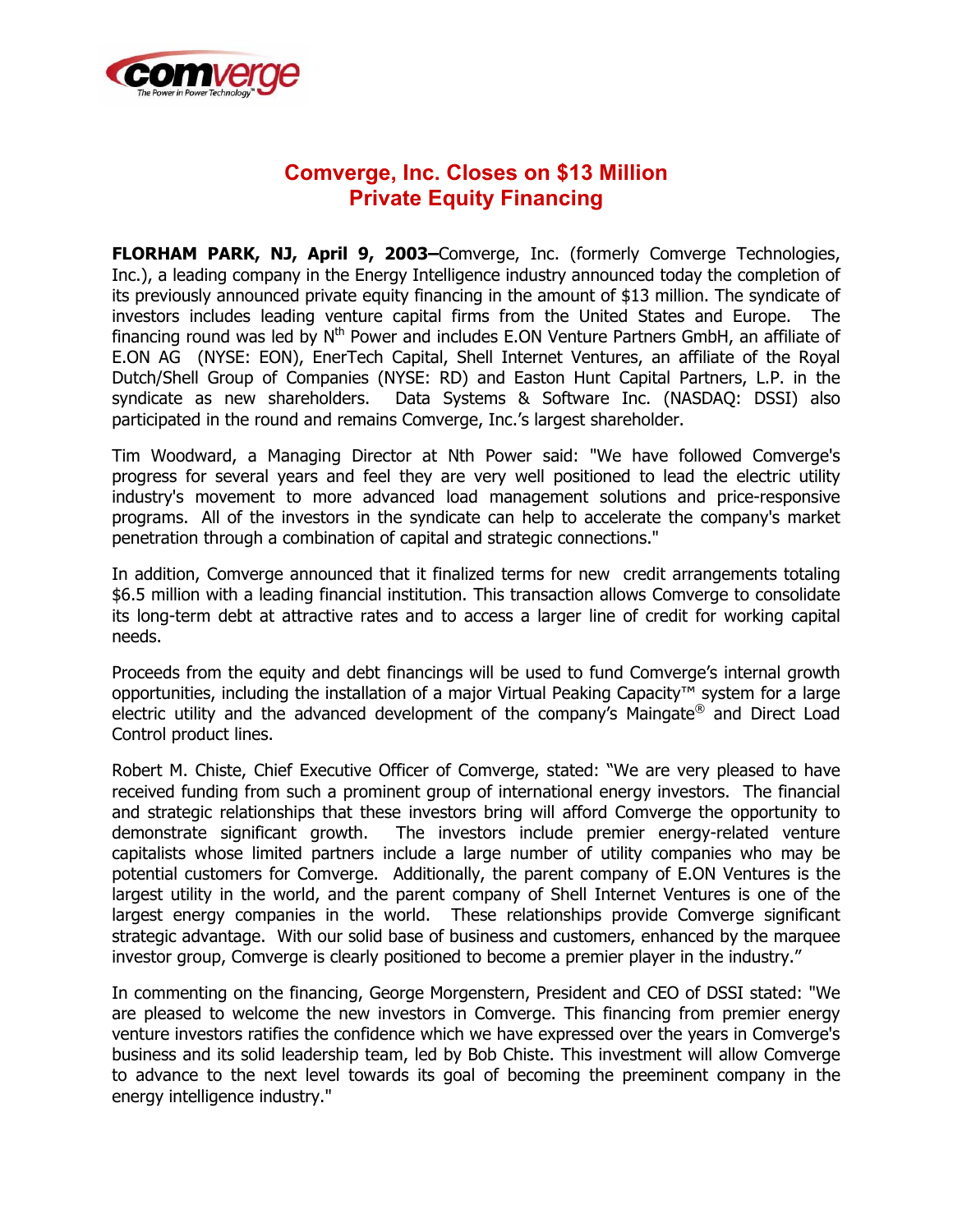# Comverge, Inc. Closes on $13 Million Private Equity Financing

**FLORHAM PARK, NJ, April 9, 2003–**Comverge, Inc. (formerly Comverge Technologies, Inc.), a leading company in the Energy Intelligence industry announced today the completion of its previously announced private equity financing in the amount of $13 million. The syndicate of investors includes leading venture capital firms from the United States and Europe. The financing round was led by N[th] Power and includes E.ON Venture Partners GmbH, an affiliate of E.ON AG (NYSE: EON), EnerTech Capital, Shell Internet Ventures, an affiliate of the Royal Dutch/Shell Group of Companies (NYSE: RD) and Easton Hunt Capital Partners, L.P. in the syndicate as new shareholders. Data Systems & Software Inc. (NASDAQ: DSSI) also participated in the round and remains Comverge, Inc.'s largest shareholder.

Tim Woodward, a Managing Director at Nth Power said: "We have followed Comverge's progress for several years and feel they are very well positioned to lead the electric utility industry's movement to more advanced load management solutions and price-responsive programs. All of the investors in the syndicate can help to accelerate the company's market penetration through a combination of capital and strategic connections."

In addition, Comverge announced that it finalized terms for new credit arrangements totaling $6.5 million with a leading financial institution. This transaction allows Comverge to consolidate its long-term debt at attractive rates and to access a larger line of credit for working capital needs.

Proceeds from the equity and debt financings will be used to fund Comverge's internal growth opportunities, including the installation of a major Virtual Peaking Capacity™ system for a large electric utility and the advanced development of the company's Maingate® and Direct Load Control product lines.

Robert M. Chiste, Chief Executive Officer of Comverge, stated: "We are very pleased to have received funding from such a prominent group of international energy investors. The financial and strategic relationships that these investors bring will afford Comverge the opportunity to demonstrate significant growth. The investors include premier energy-related venture capitalists whose limited partners include a large number of utility companies who may be potential customers for Comverge. Additionally, the parent company of E.ON Ventures is the largest utility in the world, and the parent company of Shell Internet Ventures is one of the largest energy companies in the world. These relationships provide Comverge significant strategic advantage. With our solid base of business and customers, enhanced by the marquee investor group, Comverge is clearly positioned to become a premier player in the industry."

In commenting on the financing, George Morgenstern, President and CEO of DSSI stated: "We are pleased to welcome the new investors in Comverge. This financing from premier energy venture investors ratifies the confidence which we have expressed over the years in Comverge's business and its solid leadership team, led by Bob Chiste. This investment will allow Comverge to advance to the next level towards its goal of becoming the preeminent company in the energy intelligence industry."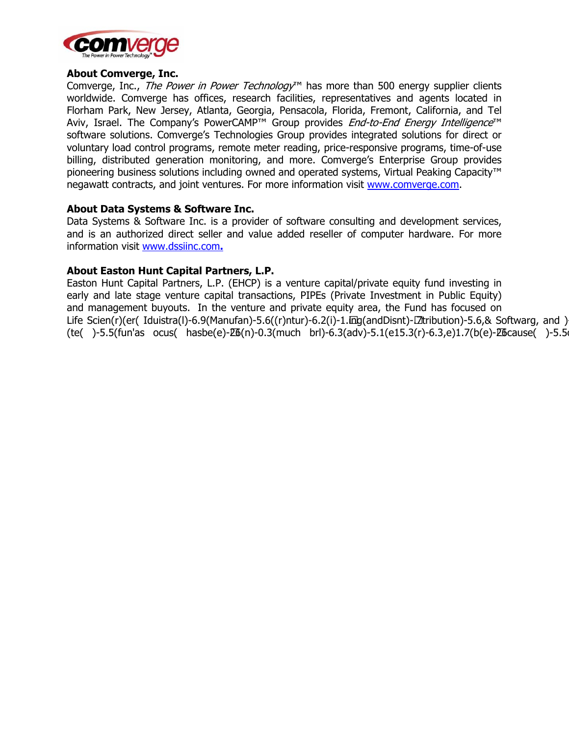**About Comverge, Inc.**

Comverge, Inc., *The Power in Power Technology*™ has more than 500 energy supplier clients worldwide. Comverge has offices, research facilities, representatives and agents located in Florham Park, New Jersey, Atlanta, Georgia, Pensacola, Florida, Fremont, California, and Tel Aviv, Israel. The Company's PowerCAMP™ Group provides *End-to-End Energy Intelligence*™ software solutions. Comverge's Technologies Group provides integrated solutions for direct or voluntary load control programs, remote meter reading, price-responsive programs, time-of-use billing, distributed generation monitoring, and more. Comverge's Enterprise Group provides pioneering business solutions including owned and operated systems, Virtual Peaking Capacity™ negawatt contracts, and joint ventures. For more information visit www.comverge.com.

**About Data Systems & Software Inc.**

Data Systems & Software Inc. is a provider of software consulting and development services, and is an authorized direct seller and value added reseller of computer hardware. For more information visit www.dssiinc.com.

**About Easton Hunt Capital Partners, L.P.**

Easton Hunt Capital Partners, L.P. (EHCP) is a venture capital/private equity fund investing in early and late stage venture capital transactions, PIPEs (Private Investment in Public Equity) and management buyouts. In the venture and private equity area, the Fund has focused on Life Scien(r)(er( Iduistra(l)-6.9(Manufan)-5.6((r)ntur)-6.2(i)-1.ing(andDisnt)-7tribution)-5.6,& Softwarg, and )
(te( )-5.5(fun'as ocus( hasbe(e)-26(n)-0.3(much brl)-6.3(adv)-5.1(e15.3(r)-6.3,e)1.7(b(e)-26cause( )-5.5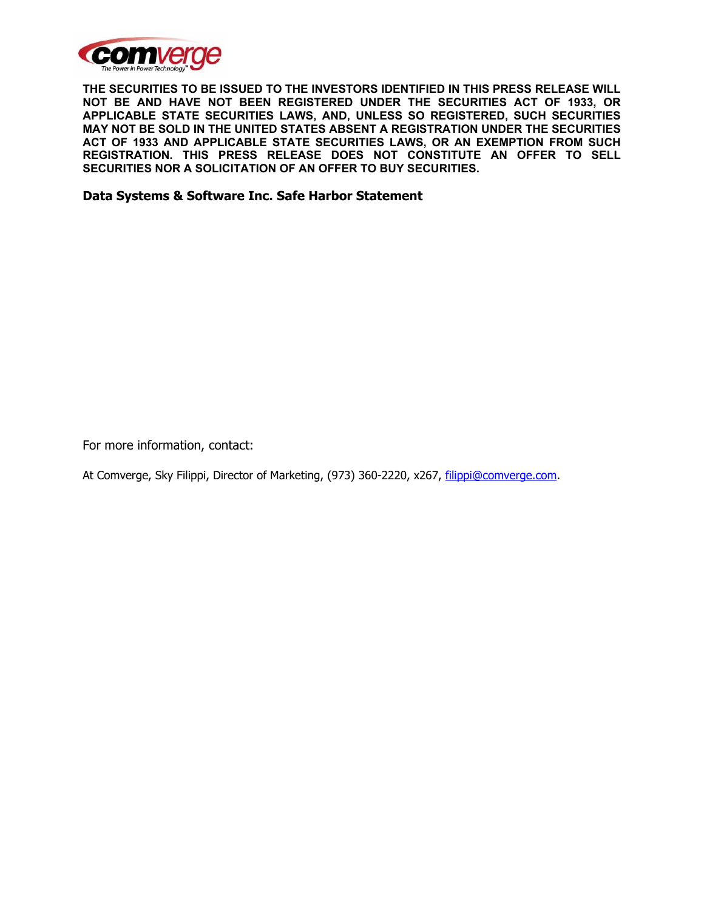**THE SECURITIES TO BE ISSUED TO THE INVESTORS IDENTIFIED IN THIS PRESS RELEASE WILL NOT BE AND HAVE NOT BEEN REGISTERED UNDER THE SECURITIES ACT OF 1933, OR APPLICABLE STATE SECURITIES LAWS, AND, UNLESS SO REGISTERED, SUCH SECURITIES MAY NOT BE SOLD IN THE UNITED STATES ABSENT A REGISTRATION UNDER THE SECURITIES ACT OF 1933 AND APPLICABLE STATE SECURITIES LAWS, OR AN EXEMPTION FROM SUCH REGISTRATION. THIS PRESS RELEASE DOES NOT CONSTITUTE AN OFFER TO SELL SECURITIES NOR A SOLICITATION OF AN OFFER TO BUY SECURITIES.**

**Data Systems & Software Inc. Safe Harbor Statement**

For more information, contact:

At Comverge, Sky Filippi, Director of Marketing, (973) 360-2220, x267, filippi@comverge.com.